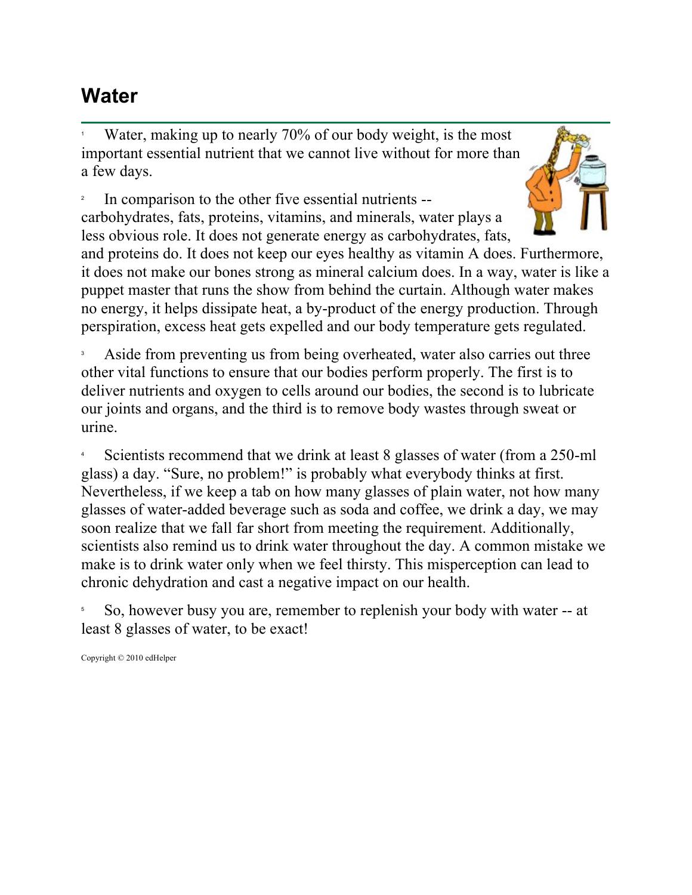# Water

[1] Water, making up to nearly 70% of our body weight, is the most important essential nutrient that we cannot live without for more than a few days.

[2] In comparison to the other five essential nutrients -- carbohydrates, fats, proteins, vitamins, and minerals, water plays a less obvious role. It does not generate energy as carbohydrates, fats, and proteins do. It does not keep our eyes healthy as vitamin A does. Furthermore, it does not make our bones strong as mineral calcium does. In a way, water is like a puppet master that runs the show from behind the curtain. Although water makes no energy, it helps dissipate heat, a by-product of the energy production. Through perspiration, excess heat gets expelled and our body temperature gets regulated.

[3] Aside from preventing us from being overheated, water also carries out three other vital functions to ensure that our bodies perform properly. The first is to deliver nutrients and oxygen to cells around our bodies, the second is to lubricate our joints and organs, and the third is to remove body wastes through sweat or urine.

[4] Scientists recommend that we drink at least 8 glasses of water (from a 250-ml glass) a day. "Sure, no problem!" is probably what everybody thinks at first. Nevertheless, if we keep a tab on how many glasses of plain water, not how many glasses of water-added beverage such as soda and coffee, we drink a day, we may soon realize that we fall far short from meeting the requirement. Additionally, scientists also remind us to drink water throughout the day. A common mistake we make is to drink water only when we feel thirsty. This misperception can lead to chronic dehydration and cast a negative impact on our health.

[5] So, however busy you are, remember to replenish your body with water -- at least 8 glasses of water, to be exact!

Copyright © 2010 edHelper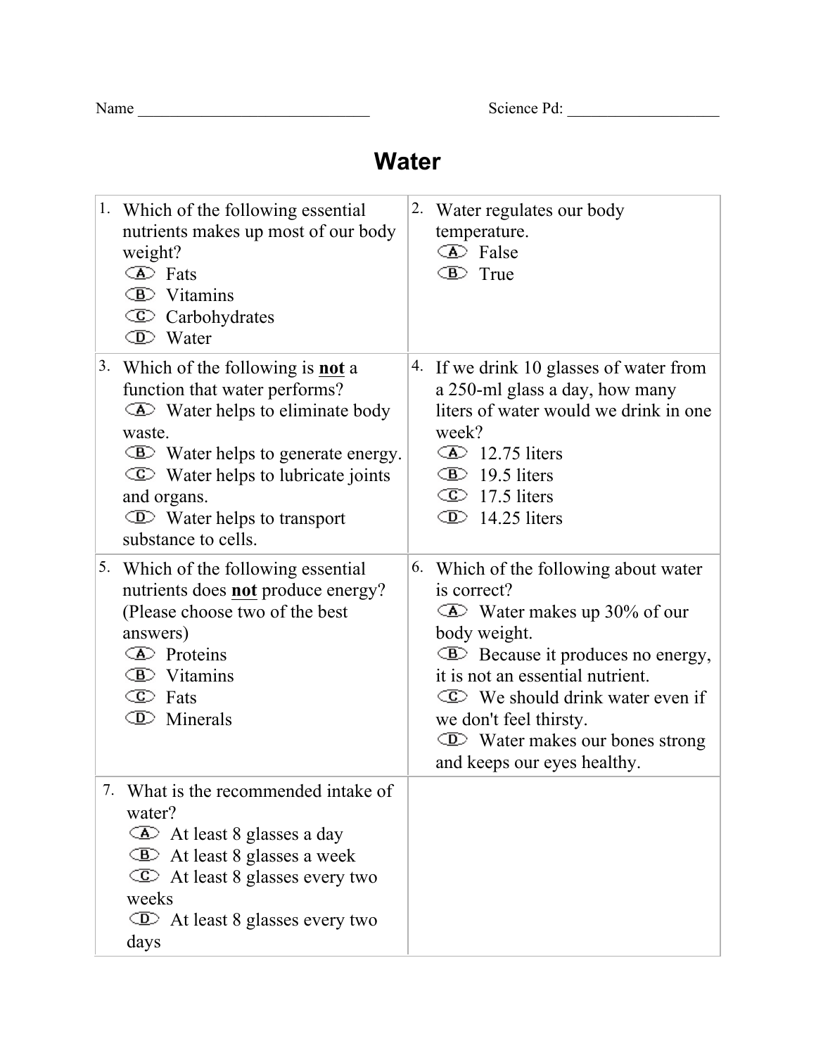Name _____________________________ Science Pd: ___________________

# Water

1. Which of the following essential nutrients makes up most of our body weight?
   - (A) Fats
   - (B) Vitamins
   - (C) Carbohydrates
   - (D) Water

2. Water regulates our body temperature.
   - (A) False
   - (B) True

3. Which of the following is **not** a function that water performs?
   - (A) Water helps to eliminate body waste.
   - (B) Water helps to generate energy.
   - (C) Water helps to lubricate joints and organs.
   - (D) Water helps to transport substance to cells.

4. If we drink 10 glasses of water from a 250-ml glass a day, how many liters of water would we drink in one week?
   - (A) 12.75 liters
   - (B) 19.5 liters
   - (C) 17.5 liters
   - (D) 14.25 liters

5. Which of the following essential nutrients does **not** produce energy? (Please choose two of the best answers)
   - (A) Proteins
   - (B) Vitamins
   - (C) Fats
   - (D) Minerals

6. Which of the following about water is correct?
   - (A) Water makes up 30% of our body weight.
   - (B) Because it produces no energy, it is not an essential nutrient.
   - (C) We should drink water even if we don't feel thirsty.
   - (D) Water makes our bones strong and keeps our eyes healthy.

7. What is the recommended intake of water?
   - (A) At least 8 glasses a day
   - (B) At least 8 glasses a week
   - (C) At least 8 glasses every two weeks
   - (D) At least 8 glasses every two days